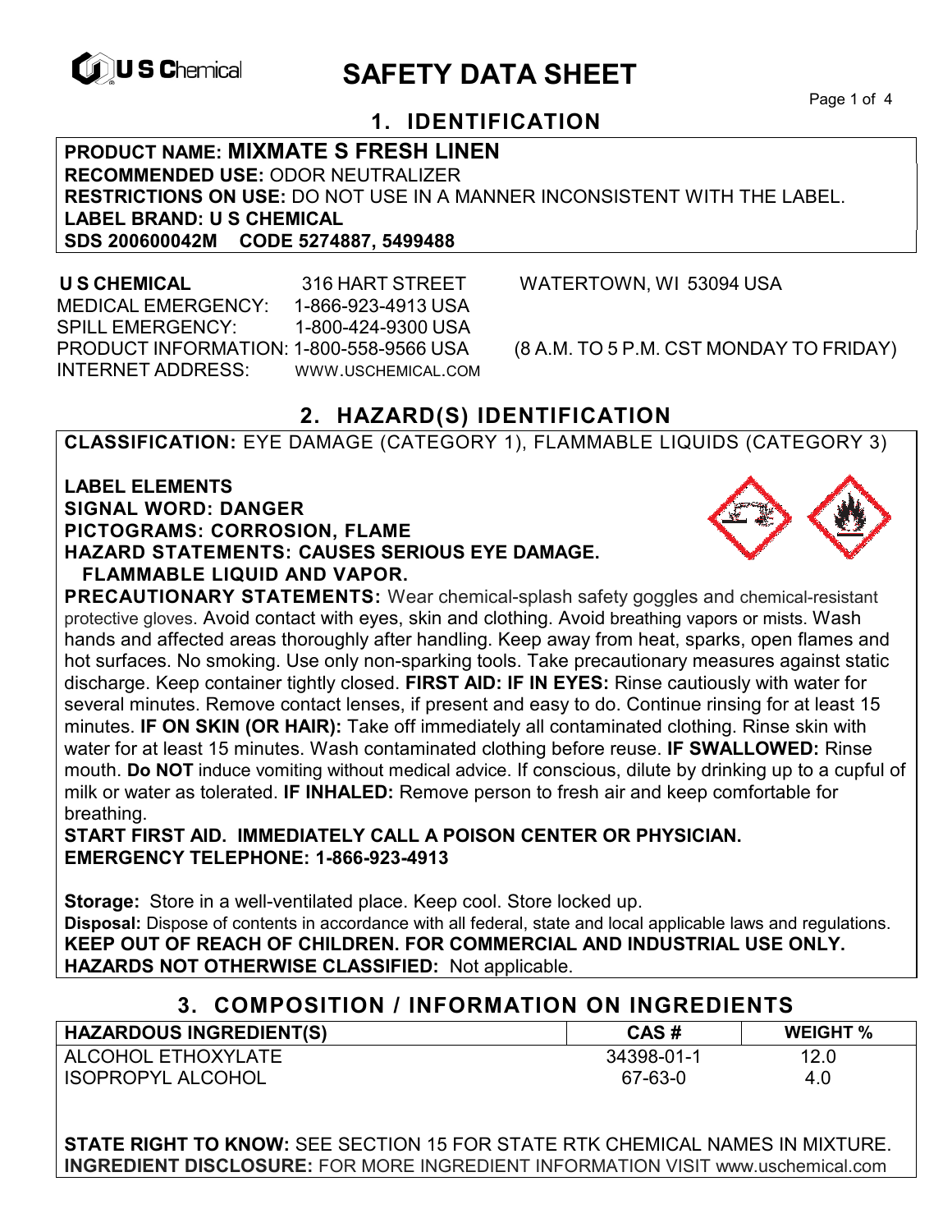U S Chemical

# SAFETY DATA SHEET

## 1. IDENTIFICATION

**PRODUCT NAME: MIXMATE S FRESH LINEN**
**RECOMMENDED USE:** ODOR NEUTRALIZER
**RESTRICTIONS ON USE:** DO NOT USE IN A MANNER INCONSISTENT WITH THE LABEL.
**LABEL BRAND: U S CHEMICAL**
**SDS 200600042M CODE 5274887, 5499488**

**U S CHEMICAL** 316 HART STREET WATERTOWN, WI 53094 USA
MEDICAL EMERGENCY: 1-866-923-4913 USA
SPILL EMERGENCY: 1-800-424-9300 USA
PRODUCT INFORMATION: 1-800-558-9566 USA (8 A.M. TO 5 P.M. CST MONDAY TO FRIDAY)
INTERNET ADDRESS: WWW.USCHEMICAL.COM

## 2. HAZARD(S) IDENTIFICATION

**CLASSIFICATION:** EYE DAMAGE (CATEGORY 1), FLAMMABLE LIQUIDS (CATEGORY 3)

**LABEL ELEMENTS**
**SIGNAL WORD: DANGER**
**PICTOGRAMS: CORROSION, FLAME**
**HAZARD STATEMENTS: CAUSES SERIOUS EYE DAMAGE. FLAMMABLE LIQUID AND VAPOR.**
**PRECAUTIONARY STATEMENTS:** Wear chemical-splash safety goggles and chemical-resistant protective gloves. Avoid contact with eyes, skin and clothing. Avoid breathing vapors or mists. Wash hands and affected areas thoroughly after handling. Keep away from heat, sparks, open flames and hot surfaces. No smoking. Use only non-sparking tools. Take precautionary measures against static discharge. Keep container tightly closed. **FIRST AID: IF IN EYES:** Rinse cautiously with water for several minutes. Remove contact lenses, if present and easy to do. Continue rinsing for at least 15 minutes. **IF ON SKIN (OR HAIR):** Take off immediately all contaminated clothing. Rinse skin with water for at least 15 minutes. Wash contaminated clothing before reuse. **IF SWALLOWED:** Rinse mouth. **Do NOT** induce vomiting without medical advice. If conscious, dilute by drinking up to a cupful of milk or water as tolerated. **IF INHALED:** Remove person to fresh air and keep comfortable for breathing.
**START FIRST AID. IMMEDIATELY CALL A POISON CENTER OR PHYSICIAN.**
**EMERGENCY TELEPHONE: 1-866-923-4913**

**Storage:** Store in a well-ventilated place. Keep cool. Store locked up.
**Disposal:** Dispose of contents in accordance with all federal, state and local applicable laws and regulations.
**KEEP OUT OF REACH OF CHILDREN. FOR COMMERCIAL AND INDUSTRIAL USE ONLY.**
**HAZARDS NOT OTHERWISE CLASSIFIED:** Not applicable.

## 3. COMPOSITION / INFORMATION ON INGREDIENTS

| HAZARDOUS INGREDIENT(S) | CAS # | WEIGHT % |
|---|---|---|
| ALCOHOL ETHOXYLATE | 34398-01-1 | 12.0 |
| ISOPROPYL ALCOHOL | 67-63-0 | 4.0 |

**STATE RIGHT TO KNOW:** SEE SECTION 15 FOR STATE RTK CHEMICAL NAMES IN MIXTURE.
**INGREDIENT DISCLOSURE:** FOR MORE INGREDIENT INFORMATION VISIT www.uschemical.com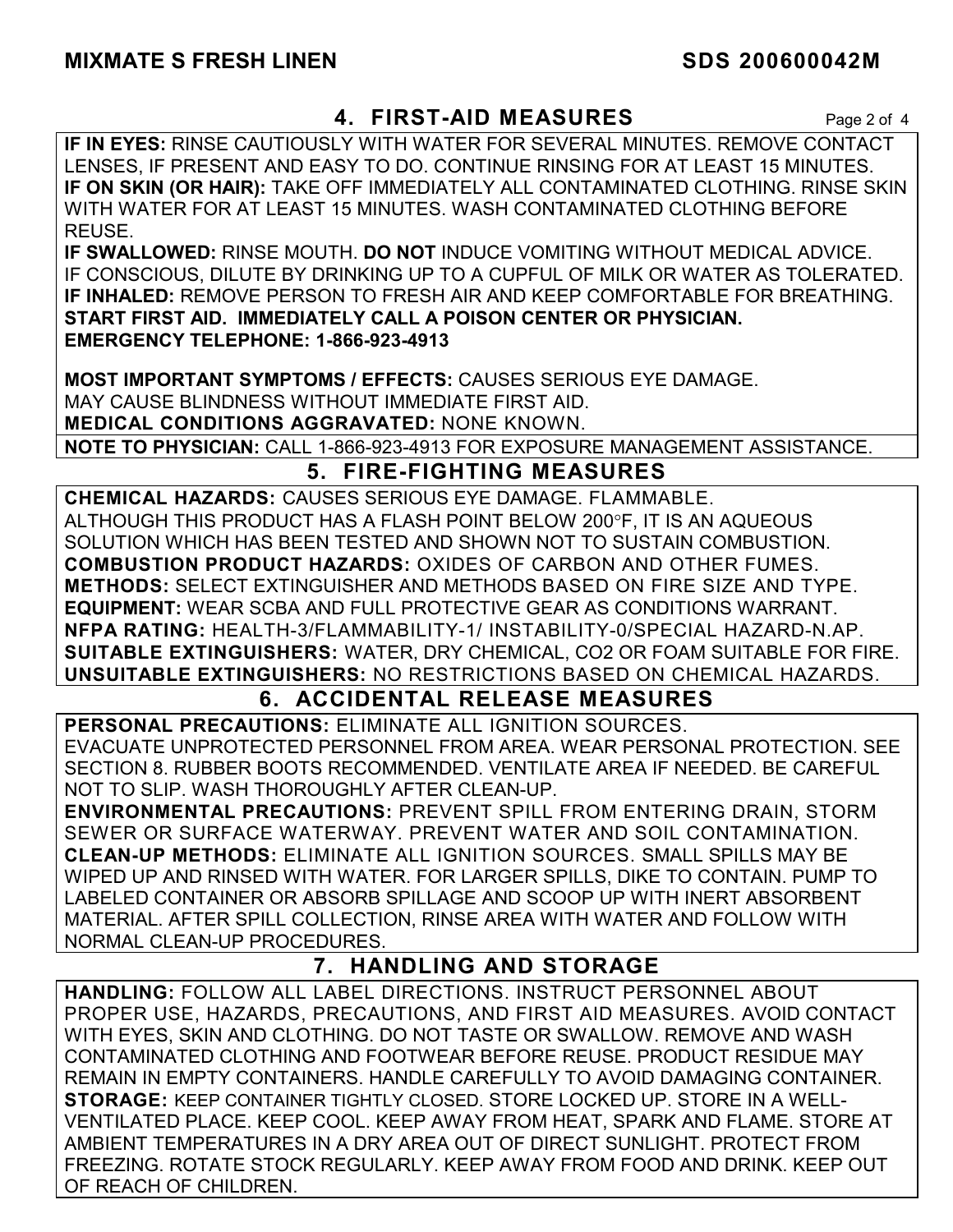## 4. FIRST-AID MEASURES

**IF IN EYES:** RINSE CAUTIOUSLY WITH WATER FOR SEVERAL MINUTES. REMOVE CONTACT LENSES, IF PRESENT AND EASY TO DO. CONTINUE RINSING FOR AT LEAST 15 MINUTES.
**IF ON SKIN (OR HAIR):** TAKE OFF IMMEDIATELY ALL CONTAMINATED CLOTHING. RINSE SKIN WITH WATER FOR AT LEAST 15 MINUTES. WASH CONTAMINATED CLOTHING BEFORE REUSE.
**IF SWALLOWED:** RINSE MOUTH. **DO NOT** INDUCE VOMITING WITHOUT MEDICAL ADVICE. IF CONSCIOUS, DILUTE BY DRINKING UP TO A CUPFUL OF MILK OR WATER AS TOLERATED.
**IF INHALED:** REMOVE PERSON TO FRESH AIR AND KEEP COMFORTABLE FOR BREATHING.
**START FIRST AID. IMMEDIATELY CALL A POISON CENTER OR PHYSICIAN.**
**EMERGENCY TELEPHONE: 1-866-923-4913**

**MOST IMPORTANT SYMPTOMS / EFFECTS:** CAUSES SERIOUS EYE DAMAGE. MAY CAUSE BLINDNESS WITHOUT IMMEDIATE FIRST AID.
**MEDICAL CONDITIONS AGGRAVATED:** NONE KNOWN.

**NOTE TO PHYSICIAN:** CALL 1-866-923-4913 FOR EXPOSURE MANAGEMENT ASSISTANCE.

## 5. FIRE-FIGHTING MEASURES

**CHEMICAL HAZARDS:** CAUSES SERIOUS EYE DAMAGE. FLAMMABLE. ALTHOUGH THIS PRODUCT HAS A FLASH POINT BELOW 200°F, IT IS AN AQUEOUS SOLUTION WHICH HAS BEEN TESTED AND SHOWN NOT TO SUSTAIN COMBUSTION.
**COMBUSTION PRODUCT HAZARDS:** OXIDES OF CARBON AND OTHER FUMES.
**METHODS:** SELECT EXTINGUISHER AND METHODS BASED ON FIRE SIZE AND TYPE.
**EQUIPMENT:** WEAR SCBA AND FULL PROTECTIVE GEAR AS CONDITIONS WARRANT.
**NFPA RATING:** HEALTH-3/FLAMMABILITY-1/ INSTABILITY-0/SPECIAL HAZARD-N.AP.
**SUITABLE EXTINGUISHERS:** WATER, DRY CHEMICAL, $CO_2$ OR FOAM SUITABLE FOR FIRE.
**UNSUITABLE EXTINGUISHERS:** NO RESTRICTIONS BASED ON CHEMICAL HAZARDS.

## 6. ACCIDENTAL RELEASE MEASURES

**PERSONAL PRECAUTIONS:** ELIMINATE ALL IGNITION SOURCES. EVACUATE UNPROTECTED PERSONNEL FROM AREA. WEAR PERSONAL PROTECTION. SEE SECTION 8. RUBBER BOOTS RECOMMENDED. VENTILATE AREA IF NEEDED. BE CAREFUL NOT TO SLIP. WASH THOROUGHLY AFTER CLEAN-UP.
**ENVIRONMENTAL PRECAUTIONS:** PREVENT SPILL FROM ENTERING DRAIN, STORM SEWER OR SURFACE WATERWAY. PREVENT WATER AND SOIL CONTAMINATION.
**CLEAN-UP METHODS:** ELIMINATE ALL IGNITION SOURCES. SMALL SPILLS MAY BE WIPED UP AND RINSED WITH WATER. FOR LARGER SPILLS, DIKE TO CONTAIN. PUMP TO LABELED CONTAINER OR ABSORB SPILLAGE AND SCOOP UP WITH INERT ABSORBENT MATERIAL. AFTER SPILL COLLECTION, RINSE AREA WITH WATER AND FOLLOW WITH NORMAL CLEAN-UP PROCEDURES.

## 7. HANDLING AND STORAGE

**HANDLING:** FOLLOW ALL LABEL DIRECTIONS. INSTRUCT PERSONNEL ABOUT PROPER USE, HAZARDS, PRECAUTIONS, AND FIRST AID MEASURES. AVOID CONTACT WITH EYES, SKIN AND CLOTHING. DO NOT TASTE OR SWALLOW. REMOVE AND WASH CONTAMINATED CLOTHING AND FOOTWEAR BEFORE REUSE. PRODUCT RESIDUE MAY REMAIN IN EMPTY CONTAINERS. HANDLE CAREFULLY TO AVOID DAMAGING CONTAINER.
**STORAGE:** KEEP CONTAINER TIGHTLY CLOSED. STORE LOCKED UP. STORE IN A WELL-VENTILATED PLACE. KEEP COOL. KEEP AWAY FROM HEAT, SPARK AND FLAME. STORE AT AMBIENT TEMPERATURES IN A DRY AREA OUT OF DIRECT SUNLIGHT. PROTECT FROM FREEZING. ROTATE STOCK REGULARLY. KEEP AWAY FROM FOOD AND DRINK. KEEP OUT OF REACH OF CHILDREN.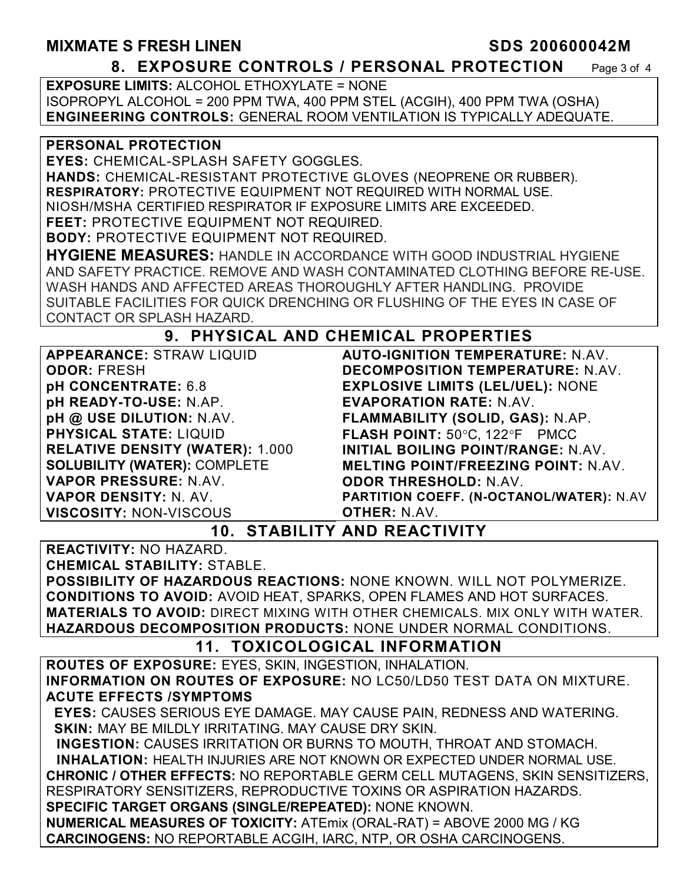## 8. EXPOSURE CONTROLS / PERSONAL PROTECTION

**EXPOSURE LIMITS:** ALCOHOL ETHOXYLATE = NONE
ISOPROPYL ALCOHOL = 200 PPM TWA, 400 PPM STEL (ACGIH), 400 PPM TWA (OSHA)
**ENGINEERING CONTROLS:** GENERAL ROOM VENTILATION IS TYPICALLY ADEQUATE.

**PERSONAL PROTECTION**
**EYES:** CHEMICAL-SPLASH SAFETY GOGGLES.
**HANDS:** CHEMICAL-RESISTANT PROTECTIVE GLOVES (NEOPRENE OR RUBBER).
**RESPIRATORY:** PROTECTIVE EQUIPMENT NOT REQUIRED WITH NORMAL USE.
NIOSH/MSHA CERTIFIED RESPIRATOR IF EXPOSURE LIMITS ARE EXCEEDED.
**FEET:** PROTECTIVE EQUIPMENT NOT REQUIRED.
**BODY:** PROTECTIVE EQUIPMENT NOT REQUIRED.
**HYGIENE MEASURES:** HANDLE IN ACCORDANCE WITH GOOD INDUSTRIAL HYGIENE AND SAFETY PRACTICE. REMOVE AND WASH CONTAMINATED CLOTHING BEFORE RE-USE. WASH HANDS AND AFFECTED AREAS THOROUGHLY AFTER HANDLING. PROVIDE SUITABLE FACILITIES FOR QUICK DRENCHING OR FLUSHING OF THE EYES IN CASE OF CONTACT OR SPLASH HAZARD.

## 9. PHYSICAL AND CHEMICAL PROPERTIES

**APPEARANCE:** STRAW LIQUID
**ODOR:** FRESH
**pH CONCENTRATE:** 6.8
**pH READY-TO-USE:** N.AP.
**pH @ USE DILUTION:** N.AV.
**PHYSICAL STATE:** LIQUID
**RELATIVE DENSITY (WATER):** 1.000
**SOLUBILITY (WATER):** COMPLETE
**VAPOR PRESSURE:** N.AV.
**VAPOR DENSITY:** N. AV.
**VISCOSITY:** NON-VISCOUS
**AUTO-IGNITION TEMPERATURE:** N.AV.
**DECOMPOSITION TEMPERATURE:** N.AV.
**EXPLOSIVE LIMITS (LEL/UEL):** NONE
**EVAPORATION RATE:** N.AV.
**FLAMMABILITY (SOLID, GAS):** N.AP.
**FLASH POINT:** 50°C, 122°F PMCC
**INITIAL BOILING POINT/RANGE:** N.AV.
**MELTING POINT/FREEZING POINT:** N.AV.
**ODOR THRESHOLD:** N.AV.
**PARTITION COEFF. (N-OCTANOL/WATER):** N.AV
**OTHER:** N.AV.

## 10. STABILITY AND REACTIVITY

**REACTIVITY:** NO HAZARD.
**CHEMICAL STABILITY:** STABLE.
**POSSIBILITY OF HAZARDOUS REACTIONS:** NONE KNOWN. WILL NOT POLYMERIZE.
**CONDITIONS TO AVOID:** AVOID HEAT, SPARKS, OPEN FLAMES AND HOT SURFACES.
**MATERIALS TO AVOID:** DIRECT MIXING WITH OTHER CHEMICALS. MIX ONLY WITH WATER.
**HAZARDOUS DECOMPOSITION PRODUCTS:** NONE UNDER NORMAL CONDITIONS.

## 11. TOXICOLOGICAL INFORMATION

**ROUTES OF EXPOSURE:** EYES, SKIN, INGESTION, INHALATION.
**INFORMATION ON ROUTES OF EXPOSURE:** NO LC50/LD50 TEST DATA ON MIXTURE.
**ACUTE EFFECTS /SYMPTOMS**
**EYES:** CAUSES SERIOUS EYE DAMAGE. MAY CAUSE PAIN, REDNESS AND WATERING.
**SKIN:** MAY BE MILDLY IRRITATING. MAY CAUSE DRY SKIN.
**INGESTION:** CAUSES IRRITATION OR BURNS TO MOUTH, THROAT AND STOMACH.
**INHALATION:** HEALTH INJURIES ARE NOT KNOWN OR EXPECTED UNDER NORMAL USE.
**CHRONIC / OTHER EFFECTS:** NO REPORTABLE GERM CELL MUTAGENS, SKIN SENSITIZERS, RESPIRATORY SENSITIZERS, REPRODUCTIVE TOXINS OR ASPIRATION HAZARDS.
**SPECIFIC TARGET ORGANS (SINGLE/REPEATED):** NONE KNOWN.
**NUMERICAL MEASURES OF TOXICITY:** ATEmix (ORAL-RAT) = ABOVE 2000 MG / KG
**CARCINOGENS:** NO REPORTABLE ACGIH, IARC, NTP, OR OSHA CARCINOGENS.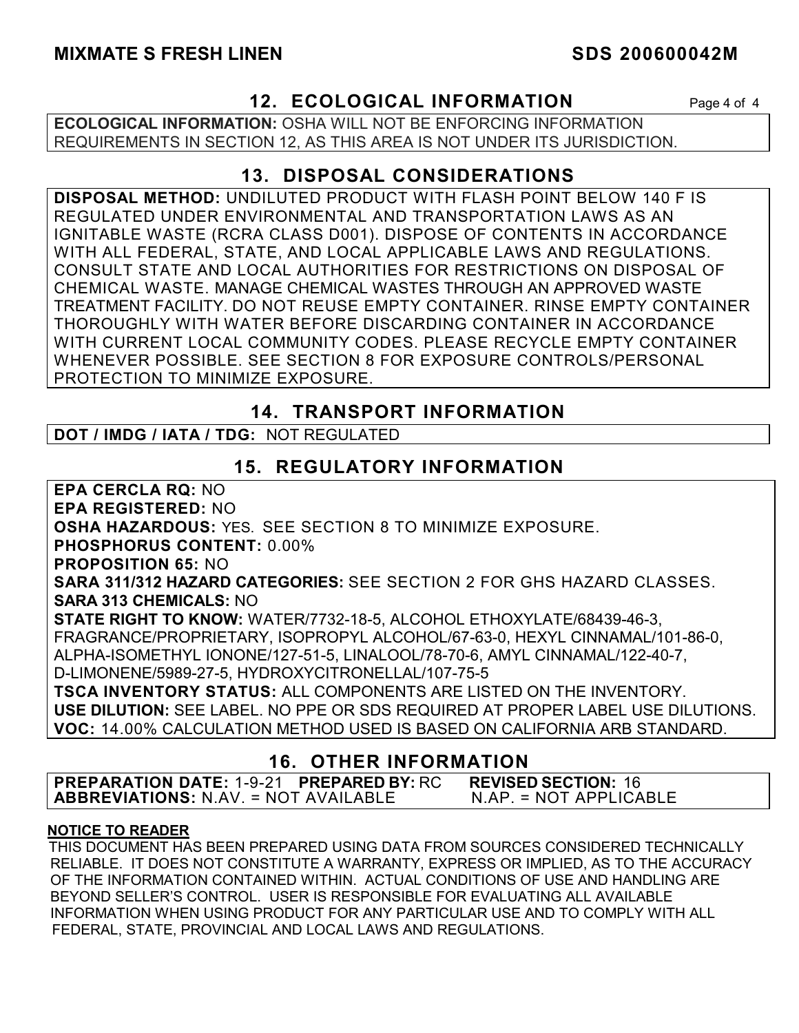## 12. ECOLOGICAL INFORMATION

**ECOLOGICAL INFORMATION:** OSHA WILL NOT BE ENFORCING INFORMATION REQUIREMENTS IN SECTION 12, AS THIS AREA IS NOT UNDER ITS JURISDICTION.

## 13. DISPOSAL CONSIDERATIONS

**DISPOSAL METHOD:** UNDILUTED PRODUCT WITH FLASH POINT BELOW 140 F IS REGULATED UNDER ENVIRONMENTAL AND TRANSPORTATION LAWS AS AN IGNITABLE WASTE (RCRA CLASS D001). DISPOSE OF CONTENTS IN ACCORDANCE WITH ALL FEDERAL, STATE, AND LOCAL APPLICABLE LAWS AND REGULATIONS. CONSULT STATE AND LOCAL AUTHORITIES FOR RESTRICTIONS ON DISPOSAL OF CHEMICAL WASTE. MANAGE CHEMICAL WASTES THROUGH AN APPROVED WASTE TREATMENT FACILITY. DO NOT REUSE EMPTY CONTAINER. RINSE EMPTY CONTAINER THOROUGHLY WITH WATER BEFORE DISCARDING CONTAINER IN ACCORDANCE WITH CURRENT LOCAL COMMUNITY CODES. PLEASE RECYCLE EMPTY CONTAINER WHENEVER POSSIBLE. SEE SECTION 8 FOR EXPOSURE CONTROLS/PERSONAL PROTECTION TO MINIMIZE EXPOSURE.

## 14. TRANSPORT INFORMATION

**DOT / IMDG / IATA / TDG:** NOT REGULATED

## 15. REGULATORY INFORMATION

**EPA CERCLA RQ:** NO
**EPA REGISTERED:** NO
**OSHA HAZARDOUS:** YES. SEE SECTION 8 TO MINIMIZE EXPOSURE.
**PHOSPHORUS CONTENT:** 0.00%
**PROPOSITION 65:** NO
**SARA 311/312 HAZARD CATEGORIES:** SEE SECTION 2 FOR GHS HAZARD CLASSES.
**SARA 313 CHEMICALS:** NO
**STATE RIGHT TO KNOW:** WATER/7732-18-5, ALCOHOL ETHOXYLATE/68439-46-3, FRAGRANCE/PROPRIETARY, ISOPROPYL ALCOHOL/67-63-0, HEXYL CINNAMAL/101-86-0, ALPHA-ISOMETHYL IONONE/127-51-5, LINALOOL/78-70-6, AMYL CINNAMAL/122-40-7, D-LIMONENE/5989-27-5, HYDROXYCITRONELLAL/107-75-5
**TSCA INVENTORY STATUS:** ALL COMPONENTS ARE LISTED ON THE INVENTORY.
**USE DILUTION:** SEE LABEL. NO PPE OR SDS REQUIRED AT PROPER LABEL USE DILUTIONS.
**VOC:** 14.00% CALCULATION METHOD USED IS BASED ON CALIFORNIA ARB STANDARD.

## 16. OTHER INFORMATION

**PREPARATION DATE:** 1-9-21 **PREPARED BY:** RC **REVISED SECTION:** 16
**ABBREVIATIONS:** N.AV. = NOT AVAILABLE N.AP. = NOT APPLICABLE

**NOTICE TO READER**

THIS DOCUMENT HAS BEEN PREPARED USING DATA FROM SOURCES CONSIDERED TECHNICALLY RELIABLE. IT DOES NOT CONSTITUTE A WARRANTY, EXPRESS OR IMPLIED, AS TO THE ACCURACY OF THE INFORMATION CONTAINED WITHIN. ACTUAL CONDITIONS OF USE AND HANDLING ARE BEYOND SELLER'S CONTROL. USER IS RESPONSIBLE FOR EVALUATING ALL AVAILABLE INFORMATION WHEN USING PRODUCT FOR ANY PARTICULAR USE AND TO COMPLY WITH ALL FEDERAL, STATE, PROVINCIAL AND LOCAL LAWS AND REGULATIONS.